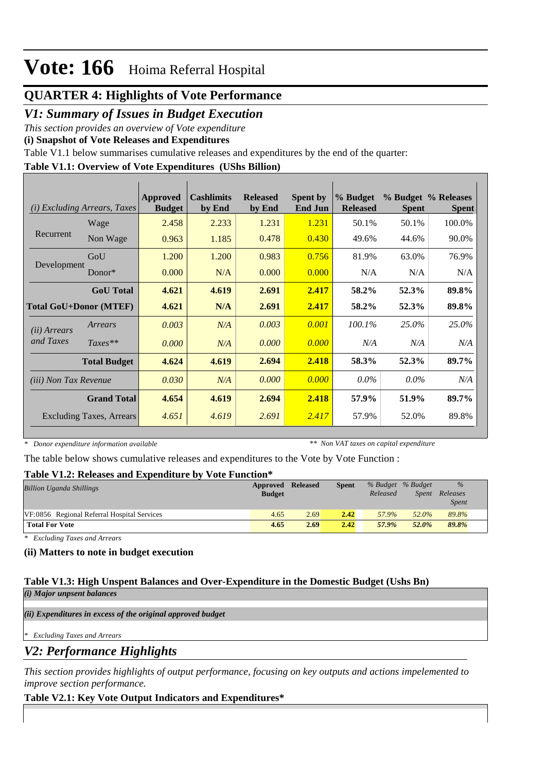# Vote: 166 Hoima Referral Hospital

## QUARTER 4: Highlights of Vote Performance

## *V1: Summary of Issues in Budget Execution*

*This section provides an overview of Vote expenditure*

**(i) Snapshot of Vote Releases and Expenditures**

Table V1.1 below summarises cumulative releases and expenditures by the end of the quarter:

**Table V1.1: Overview of Vote Expenditures (UShs Billion)**

| *(i) Excluding Arrears, Taxes* | | Approved Budget | Cashlimits by End | Released by End | Spent by End Jun | % Budget Released | % Budget Spent | % Releases Spent |
|---|---|---|---|---|---|---|---|---|
| Recurrent | Wage | 2.458 | 2.233 | 1.231 | 1.231 | 50.1% | 50.1% | 100.0% |
| | Non Wage | 0.963 | 1.185 | 0.478 | 0.430 | 49.6% | 44.6% | 90.0% |
| Development | GoU | 1.200 | 1.200 | 0.983 | 0.756 | 81.9% | 63.0% | 76.9% |
| | Donor* | 0.000 | N/A | 0.000 | 0.000 | N/A | N/A | N/A |
| | **GoU Total** | **4.621** | **4.619** | **2.691** | **2.417** | **58.2%** | **52.3%** | **89.8%** |
| **Total GoU+Donor (MTEF)** | | **4.621** | **N/A** | **2.691** | **2.417** | **58.2%** | **52.3%** | **89.8%** |
| *(ii) Arrears and Taxes* | *Arrears* | *0.003* | *N/A* | *0.003* | *0.001* | *100.1%* | *25.0%* | *25.0%* |
| | *Taxes*** | *0.000* | *N/A* | *0.000* | *0.000* | *N/A* | *N/A* | *N/A* |
| | **Total Budget** | **4.624** | **4.619** | **2.694** | **2.418** | **58.3%** | **52.3%** | **89.7%** |
| *(iii) Non Tax Revenue* | | *0.030* | *N/A* | *0.000* | *0.000* | *0.0%* | *0.0%* | *N/A* |
| | **Grand Total** | **4.654** | **4.619** | **2.694** | **2.418** | **57.9%** | **51.9%** | **89.7%** |
| | Excluding Taxes, Arrears | *4.651* | *4.619* | *2.691* | *2.417* | 57.9% | 52.0% | 89.8% |

*\* Donor expenditure information available* *\*\* Non VAT taxes on capital expenditure*

The table below shows cumulative releases and expenditures to the Vote by Vote Function :

**Table V1.2: Releases and Expenditure by Vote Function***

| *Billion Uganda Shillings* | Approved Budget | Released | Spent | *% Budget Released* | *% Budget Spent* | *% Releases Spent* |
|---|---|---|---|---|---|---|
| VF:0856 Regional Referral Hospital Services | 4.65 | 2.69 | 2.42 | 57.9% | 52.0% | 89.8% |
| **Total For Vote** | **4.65** | **2.69** | **2.42** | ***57.9%*** | ***52.0%*** | ***89.8%*** |

*\* Excluding Taxes and Arrears*

**(ii) Matters to note in budget execution**

**Table V1.3: High Unspent Balances and Over-Expenditure in the Domestic Budget (Ushs Bn)**

***(i) Major unpsent balances***

***(ii) Expenditures in excess of the original approved budget***

*\* Excluding Taxes and Arrears*

## *V2: Performance Highlights*

*This section provides highlights of output performance, focusing on key outputs and actions impelemented to improve section performance.*

**Table V2.1: Key Vote Output Indicators and Expenditures***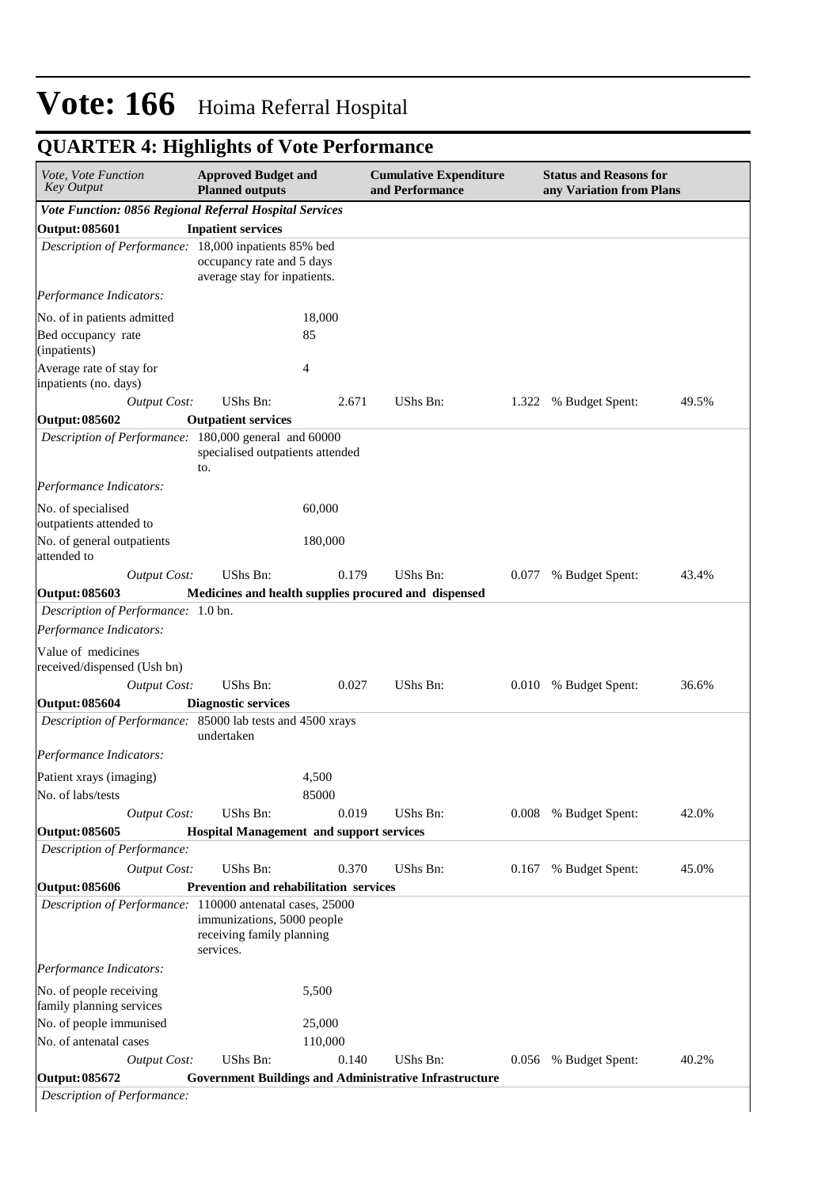# Vote: 166 Hoima Referral Hospital

## QUARTER 4: Highlights of Vote Performance

| *Vote, Vote Function Key Output* | **Approved Budget and Planned outputs** | | **Cumulative Expenditure and Performance** | | **Status and Reasons for any Variation from Plans** | |
|---|---|---|---|---|---|---|
| ***Vote Function: 0856 Regional Referral Hospital Services*** | | | | | | |
| **Output: 085601** | **Inpatient services** | | | | | |
| *Description of Performance:* | 18,000 inpatients 85% bed occupancy rate and 5 days average stay for inpatients. | | | | | |
| *Performance Indicators:* | | | | | | |
| No. of in patients admitted | | 18,000 | | | | |
| Bed occupancy rate (inpatients) | | 85 | | | | |
| Average rate of stay for inpatients (no. days) | | 4 | | | | |
| *Output Cost:* | UShs Bn: | 2.671 | UShs Bn: | 1.322 | % Budget Spent: | 49.5% |
| **Output: 085602** | **Outpatient services** | | | | | |
| *Description of Performance:* | 180,000 general and 60000 specialised outpatients attended to. | | | | | |
| *Performance Indicators:* | | | | | | |
| No. of specialised outpatients attended to | | 60,000 | | | | |
| No. of general outpatients attended to | | 180,000 | | | | |
| *Output Cost:* | UShs Bn: | 0.179 | UShs Bn: | 0.077 | % Budget Spent: | 43.4% |
| **Output: 085603** | **Medicines and health supplies procured and dispensed** | | | | | |
| *Description of Performance:* | 1.0 bn. | | | | | |
| *Performance Indicators:* | | | | | | |
| Value of medicines received/dispensed (Ush bn) | | | | | | |
| *Output Cost:* | UShs Bn: | 0.027 | UShs Bn: | 0.010 | % Budget Spent: | 36.6% |
| **Output: 085604** | **Diagnostic services** | | | | | |
| *Description of Performance:* | 85000 lab tests and 4500 xrays undertaken | | | | | |
| *Performance Indicators:* | | | | | | |
| Patient xrays (imaging) | | 4,500 | | | | |
| No. of labs/tests | | 85000 | | | | |
| *Output Cost:* | UShs Bn: | 0.019 | UShs Bn: | 0.008 | % Budget Spent: | 42.0% |
| **Output: 085605** | **Hospital Management and support services** | | | | | |
| *Description of Performance:* | | | | | | |
| *Output Cost:* | UShs Bn: | 0.370 | UShs Bn: | 0.167 | % Budget Spent: | 45.0% |
| **Output: 085606** | **Prevention and rehabilitation services** | | | | | |
| *Description of Performance:* | 110000 antenatal cases, 25000 immunizations, 5000 people receiving family planning services. | | | | | |
| *Performance Indicators:* | | | | | | |
| No. of people receiving family planning services | | 5,500 | | | | |
| No. of people immunised | | 25,000 | | | | |
| No. of antenatal cases | | 110,000 | | | | |
| *Output Cost:* | UShs Bn: | 0.140 | UShs Bn: | 0.056 | % Budget Spent: | 40.2% |
| **Output: 085672** | **Government Buildings and Administrative Infrastructure** | | | | | |
| *Description of Performance:* | | | | | | |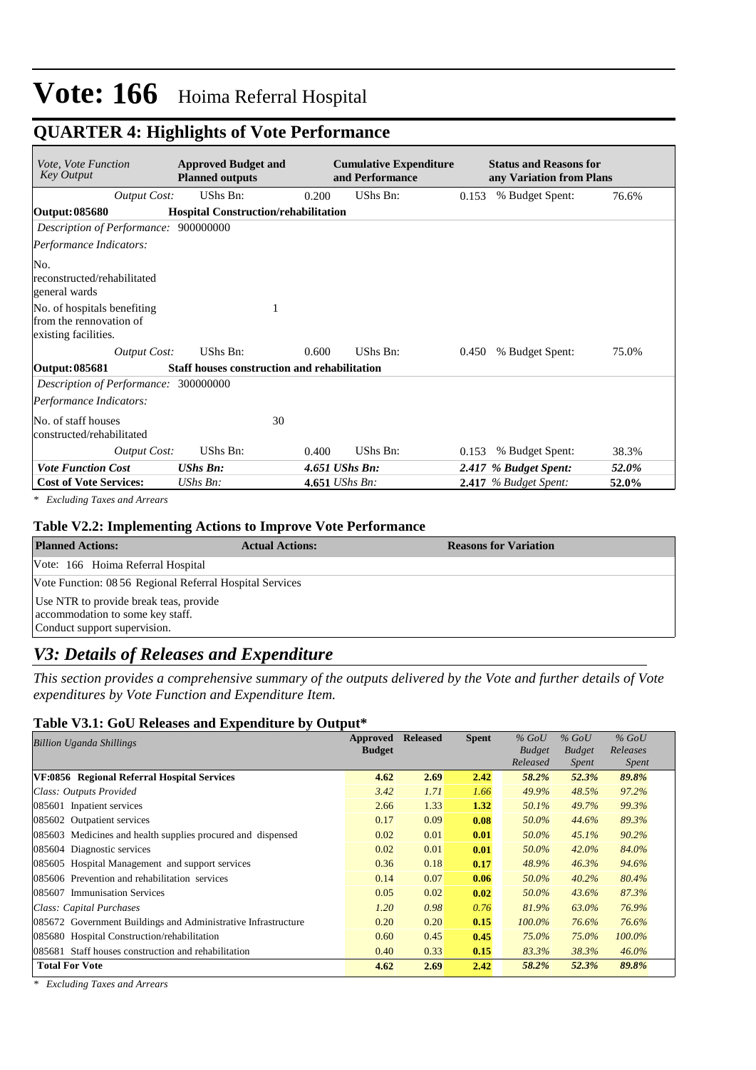# Vote: 166 Hoima Referral Hospital

## QUARTER 4: Highlights of Vote Performance

| *Vote, Vote Function Key Output* | **Approved Budget and Planned outputs** | | **Cumulative Expenditure and Performance** | | **Status and Reasons for any Variation from Plans** | |
|---|---|---|---|---|---|---|
| *Output Cost:* | UShs Bn: | 0.200 | UShs Bn: | 0.153 | % Budget Spent: | 76.6% |
| **Output: 085680** | **Hospital Construction/rehabilitation** | | | | | |
| *Description of Performance:* | 900000000 | | | | | |
| *Performance Indicators:* | | | | | | |
| No. reconstructed/rehabilitated general wards | | | | | | |
| No. of hospitals benefiting from the rennovation of existing facilities. | | 1 | | | | |
| *Output Cost:* | UShs Bn: | 0.600 | UShs Bn: | 0.450 | % Budget Spent: | 75.0% |
| **Output: 085681** | **Staff houses construction and rehabilitation** | | | | | |
| *Description of Performance:* | 300000000 | | | | | |
| *Performance Indicators:* | | | | | | |
| No. of staff houses constructed/rehabilitated | | 30 | | | | |
| *Output Cost:* | UShs Bn: | 0.400 | UShs Bn: | 0.153 | % Budget Spent: | 38.3% |
| ***Vote Function Cost*** | ***UShs Bn:*** | | ***4.651 UShs Bn:*** | ***2.417*** | ***% Budget Spent:*** | ***52.0%*** |
| **Cost of Vote Services:** | *UShs Bn:* | | **4.651** *UShs Bn:* | **2.417** | *% Budget Spent:* | ***52.0%*** |

*\* Excluding Taxes and Arrears*

### Table V2.2: Implementing Actions to Improve Vote Performance

| **Planned Actions:** | **Actual Actions:** | **Reasons for Variation** |
|---|---|---|
| Vote: 166 Hoima Referral Hospital | | |
| Vote Function: 08 56 Regional Referral Hospital Services | | |
| Use NTR to provide break teas, provide accommodation to some key staff. Conduct support supervision. | | |

## V3: Details of Releases and Expenditure

*This section provides a comprehensive summary of the outputs delivered by the Vote and further details of Vote expenditures by Vote Function and Expenditure Item.*

### Table V3.1: GoU Releases and Expenditure by Output*

| *Billion Uganda Shillings* | **Approved Budget** | **Released** | **Spent** | *% GoU Budget Released* | *% GoU Budget Spent* | *% GoU Releases Spent* |
|---|---|---|---|---|---|---|
| **VF:0856 Regional Referral Hospital Services** | **4.62** | **2.69** | **2.42** | ***58.2%*** | ***52.3%*** | ***89.8%*** |
| *Class: Outputs Provided* | *3.42* | *1.71* | *1.66* | *49.9%* | *48.5%* | *97.2%* |
| 085601 Inpatient services | 2.66 | 1.33 | **1.32** | *50.1%* | *49.7%* | *99.3%* |
| 085602 Outpatient services | 0.17 | 0.09 | **0.08** | *50.0%* | *44.6%* | *89.3%* |
| 085603 Medicines and health supplies procured and dispensed | 0.02 | 0.01 | **0.01** | *50.0%* | *45.1%* | *90.2%* |
| 085604 Diagnostic services | 0.02 | 0.01 | **0.01** | *50.0%* | *42.0%* | *84.0%* |
| 085605 Hospital Management and support services | 0.36 | 0.18 | **0.17** | *48.9%* | *46.3%* | *94.6%* |
| 085606 Prevention and rehabilitation services | 0.14 | 0.07 | **0.06** | *50.0%* | *40.2%* | *80.4%* |
| 085607 Immunisation Services | 0.05 | 0.02 | **0.02** | *50.0%* | *43.6%* | *87.3%* |
| *Class: Capital Purchases* | *1.20* | *0.98* | *0.76* | *81.9%* | *63.0%* | *76.9%* |
| 085672 Government Buildings and Administrative Infrastructure | 0.20 | 0.20 | **0.15** | *100.0%* | *76.6%* | *76.6%* |
| 085680 Hospital Construction/rehabilitation | 0.60 | 0.45 | **0.45** | *75.0%* | *75.0%* | *100.0%* |
| 085681 Staff houses construction and rehabilitation | 0.40 | 0.33 | **0.15** | *83.3%* | *38.3%* | *46.0%* |
| **Total For Vote** | **4.62** | **2.69** | **2.42** | ***58.2%*** | ***52.3%*** | ***89.8%*** |

*\* Excluding Taxes and Arrears*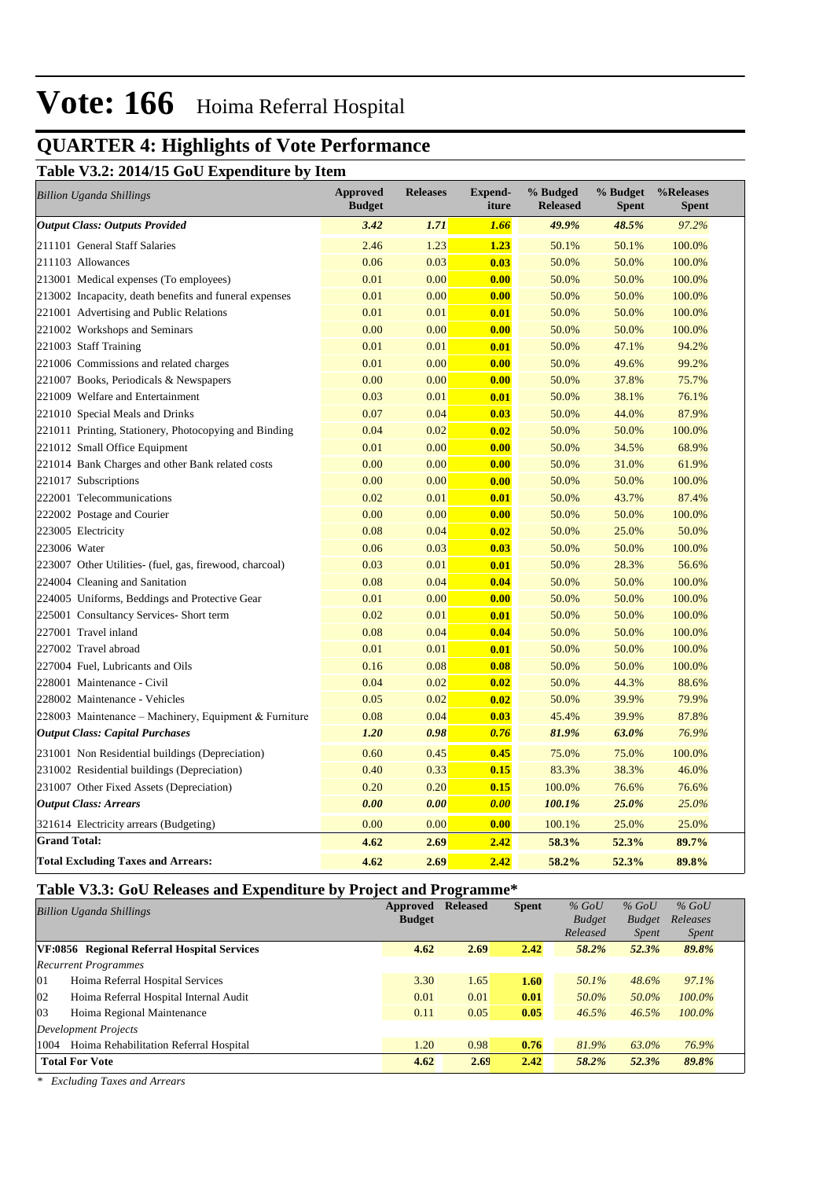# Vote: 166 Hoima Referral Hospital

## QUARTER 4: Highlights of Vote Performance

### Table V3.2: 2014/15 GoU Expenditure by Item

| *Billion Uganda Shillings* | Approved Budget | Releases | Expend-iture | % Budged Released | % Budget Spent | %Releases Spent |
|---|---|---|---|---|---|---|
| ***Output Class: Outputs Provided*** | ***3.42*** | ***1.71*** | ***1.66*** | ***49.9%*** | ***48.5%*** | *97.2%* |
| 211101 General Staff Salaries | 2.46 | 1.23 | **1.23** | 50.1% | 50.1% | 100.0% |
| 211103 Allowances | 0.06 | 0.03 | **0.03** | 50.0% | 50.0% | 100.0% |
| 213001 Medical expenses (To employees) | 0.01 | 0.00 | **0.00** | 50.0% | 50.0% | 100.0% |
| 213002 Incapacity, death benefits and funeral expenses | 0.01 | 0.00 | **0.00** | 50.0% | 50.0% | 100.0% |
| 221001 Advertising and Public Relations | 0.01 | 0.01 | **0.01** | 50.0% | 50.0% | 100.0% |
| 221002 Workshops and Seminars | 0.00 | 0.00 | **0.00** | 50.0% | 50.0% | 100.0% |
| 221003 Staff Training | 0.01 | 0.01 | **0.01** | 50.0% | 47.1% | 94.2% |
| 221006 Commissions and related charges | 0.01 | 0.00 | **0.00** | 50.0% | 49.6% | 99.2% |
| 221007 Books, Periodicals & Newspapers | 0.00 | 0.00 | **0.00** | 50.0% | 37.8% | 75.7% |
| 221009 Welfare and Entertainment | 0.03 | 0.01 | **0.01** | 50.0% | 38.1% | 76.1% |
| 221010 Special Meals and Drinks | 0.07 | 0.04 | **0.03** | 50.0% | 44.0% | 87.9% |
| 221011 Printing, Stationery, Photocopying and Binding | 0.04 | 0.02 | **0.02** | 50.0% | 50.0% | 100.0% |
| 221012 Small Office Equipment | 0.01 | 0.00 | **0.00** | 50.0% | 34.5% | 68.9% |
| 221014 Bank Charges and other Bank related costs | 0.00 | 0.00 | **0.00** | 50.0% | 31.0% | 61.9% |
| 221017 Subscriptions | 0.00 | 0.00 | **0.00** | 50.0% | 50.0% | 100.0% |
| 222001 Telecommunications | 0.02 | 0.01 | **0.01** | 50.0% | 43.7% | 87.4% |
| 222002 Postage and Courier | 0.00 | 0.00 | **0.00** | 50.0% | 50.0% | 100.0% |
| 223005 Electricity | 0.08 | 0.04 | **0.02** | 50.0% | 25.0% | 50.0% |
| 223006 Water | 0.06 | 0.03 | **0.03** | 50.0% | 50.0% | 100.0% |
| 223007 Other Utilities- (fuel, gas, firewood, charcoal) | 0.03 | 0.01 | **0.01** | 50.0% | 28.3% | 56.6% |
| 224004 Cleaning and Sanitation | 0.08 | 0.04 | **0.04** | 50.0% | 50.0% | 100.0% |
| 224005 Uniforms, Beddings and Protective Gear | 0.01 | 0.00 | **0.00** | 50.0% | 50.0% | 100.0% |
| 225001 Consultancy Services- Short term | 0.02 | 0.01 | **0.01** | 50.0% | 50.0% | 100.0% |
| 227001 Travel inland | 0.08 | 0.04 | **0.04** | 50.0% | 50.0% | 100.0% |
| 227002 Travel abroad | 0.01 | 0.01 | **0.01** | 50.0% | 50.0% | 100.0% |
| 227004 Fuel, Lubricants and Oils | 0.16 | 0.08 | **0.08** | 50.0% | 50.0% | 100.0% |
| 228001 Maintenance - Civil | 0.04 | 0.02 | **0.02** | 50.0% | 44.3% | 88.6% |
| 228002 Maintenance - Vehicles | 0.05 | 0.02 | **0.02** | 50.0% | 39.9% | 79.9% |
| 228003 Maintenance – Machinery, Equipment & Furniture | 0.08 | 0.04 | **0.03** | 45.4% | 39.9% | 87.8% |
| ***Output Class: Capital Purchases*** | ***1.20*** | ***0.98*** | ***0.76*** | ***81.9%*** | ***63.0%*** | *76.9%* |
| 231001 Non Residential buildings (Depreciation) | 0.60 | 0.45 | **0.45** | 75.0% | 75.0% | 100.0% |
| 231002 Residential buildings (Depreciation) | 0.40 | 0.33 | **0.15** | 83.3% | 38.3% | 46.0% |
| 231007 Other Fixed Assets (Depreciation) | 0.20 | 0.20 | **0.15** | 100.0% | 76.6% | 76.6% |
| ***Output Class: Arrears*** | ***0.00*** | ***0.00*** | ***0.00*** | ***100.1%*** | ***25.0%*** | *25.0%* |
| 321614 Electricity arrears (Budgeting) | 0.00 | 0.00 | **0.00** | 100.1% | 25.0% | 25.0% |
| **Grand Total:** | **4.62** | **2.69** | **2.42** | **58.3%** | **52.3%** | **89.7%** |
| **Total Excluding Taxes and Arrears:** | **4.62** | **2.69** | **2.42** | **58.2%** | **52.3%** | **89.8%** |

### Table V3.3: GoU Releases and Expenditure by Project and Programme*

| *Billion Uganda Shillings* | Approved Budget | Released | Spent | *% GoU Budget Released* | *% GoU Budget Spent* | *% GoU Releases Spent* |
|---|---|---|---|---|---|---|
| **VF:0856 Regional Referral Hospital Services** | **4.62** | **2.69** | **2.42** | ***58.2%*** | ***52.3%*** | ***89.8%*** |
| *Recurrent Programmes* | | | | | | |
| 01 Hoima Referral Hospital Services | 3.30 | 1.65 | **1.60** | *50.1%* | *48.6%* | *97.1%* |
| 02 Hoima Referral Hospital Internal Audit | 0.01 | 0.01 | **0.01** | *50.0%* | *50.0%* | *100.0%* |
| 03 Hoima Regional Maintenance | 0.11 | 0.05 | **0.05** | *46.5%* | *46.5%* | *100.0%* |
| *Development Projects* | | | | | | |
| 1004 Hoima Rehabilitation Referral Hospital | 1.20 | 0.98 | **0.76** | *81.9%* | *63.0%* | *76.9%* |
| **Total For Vote** | **4.62** | **2.69** | **2.42** | ***58.2%*** | ***52.3%*** | ***89.8%*** |

*\* Excluding Taxes and Arrears*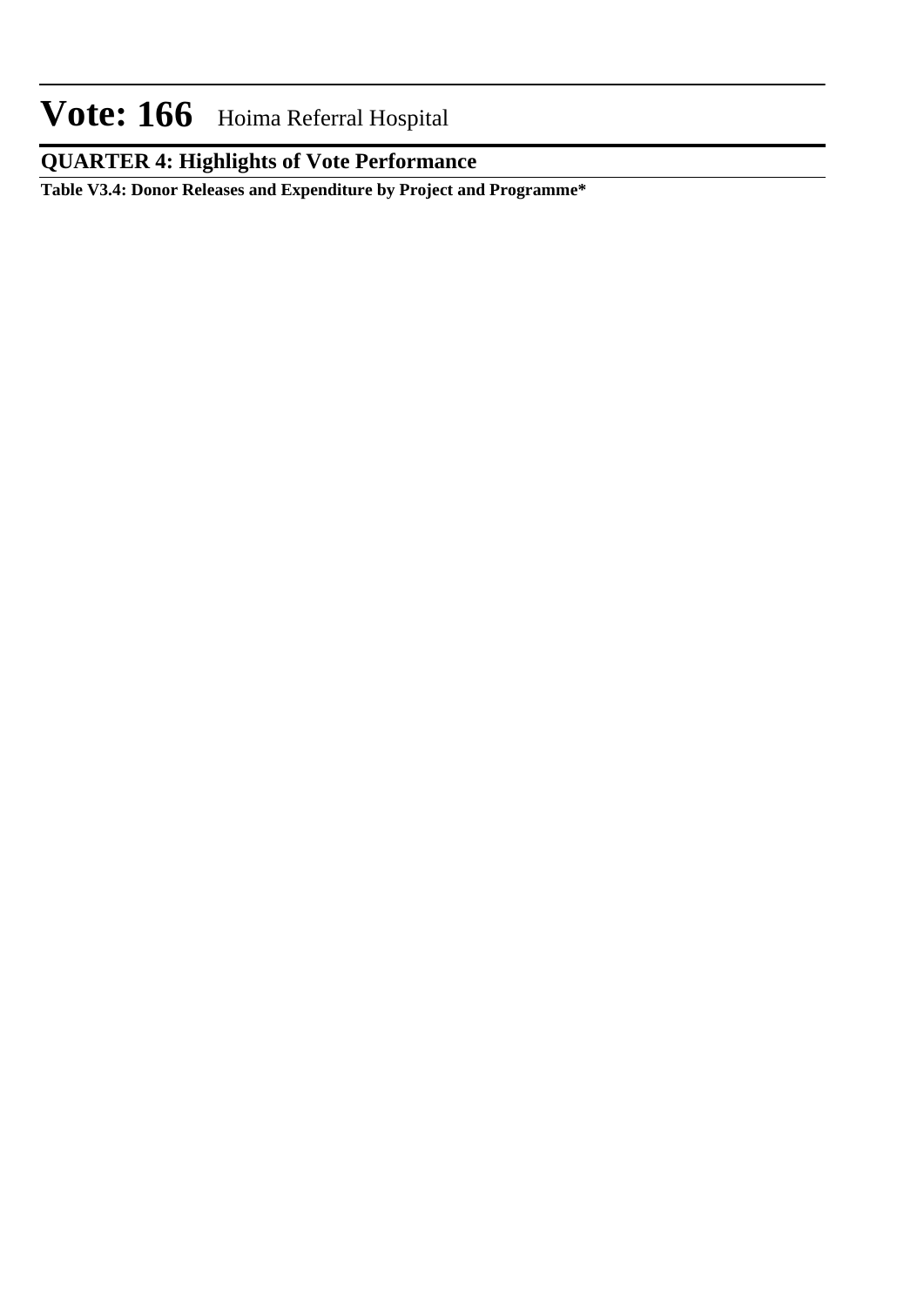# Vote: 166 Hoima Referral Hospital

## QUARTER 4: Highlights of Vote Performance

**Table V3.4: Donor Releases and Expenditure by Project and Programme***